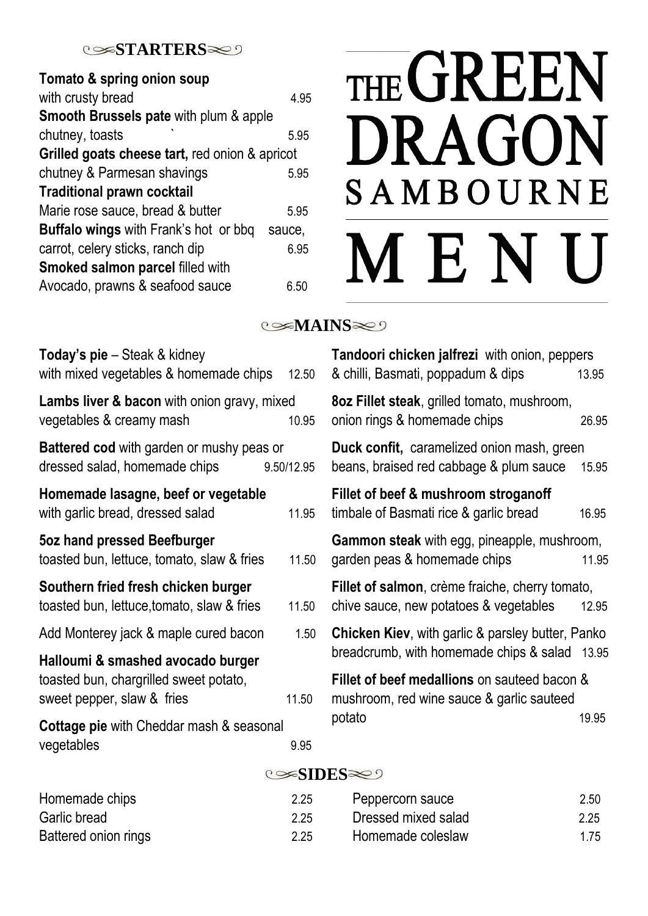# THE GREEN DRAGON SAMBOURNE

# MENU

## STARTERS

**Tomato & spring onion soup** with crusty bread 4.95

**Smooth Brussels pate** with plum & apple chutney, toasts 5.95

**Grilled goats cheese tart,** red onion & apricot chutney & Parmesan shavings 5.95

**Traditional prawn cocktail** Marie rose sauce, bread & butter 5.95

**Buffalo wings** with Frank's hot or bbq sauce, carrot, celery sticks, ranch dip 6.95

**Smoked salmon parcel** filled with Avocado, prawns & seafood sauce 6.50

## MAINS

**Today's pie** – Steak & kidney with mixed vegetables & homemade chips 12.50

**Lambs liver & bacon** with onion gravy, mixed vegetables & creamy mash 10.95

**Battered cod** with garden or mushy peas or dressed salad, homemade chips 9.50/12.95

**Homemade lasagne, beef or vegetable** with garlic bread, dressed salad 11.95

**5oz hand pressed Beefburger** toasted bun, lettuce, tomato, slaw & fries 11.50

**Southern fried fresh chicken burger** toasted bun, lettuce,tomato, slaw & fries 11.50

Add Monterey jack & maple cured bacon 1.50

**Halloumi & smashed avocado burger** toasted bun, chargrilled sweet potato, sweet pepper, slaw & fries 11.50

**Cottage pie** with Cheddar mash & seasonal vegetables 9.95

**Tandoori chicken jalfrezi** with onion, peppers & chilli, Basmati, poppadum & dips 13.95

**8oz Fillet steak**, grilled tomato, mushroom, onion rings & homemade chips 26.95

**Duck confit,** caramelized onion mash, green beans, braised red cabbage & plum sauce 15.95

**Fillet of beef & mushroom stroganoff** timbale of Basmati rice & garlic bread 16.95

**Gammon steak** with egg, pineapple, mushroom, garden peas & homemade chips 11.95

**Fillet of salmon**, crème fraiche, cherry tomato, chive sauce, new potatoes & vegetables 12.95

**Chicken Kiev**, with garlic & parsley butter, Panko breadcrumb, with homemade chips & salad 13.95

**Fillet of beef medallions** on sauteed bacon & mushroom, red wine sauce & garlic sauteed potato 19.95

## SIDES

| | |
|---|---|
| Homemade chips | 2.25 |
| Garlic bread | 2.25 |
| Battered onion rings | 2.25 |
| Peppercorn sauce | 2.50 |
| Dressed mixed salad | 2.25 |
| Homemade coleslaw | 1.75 |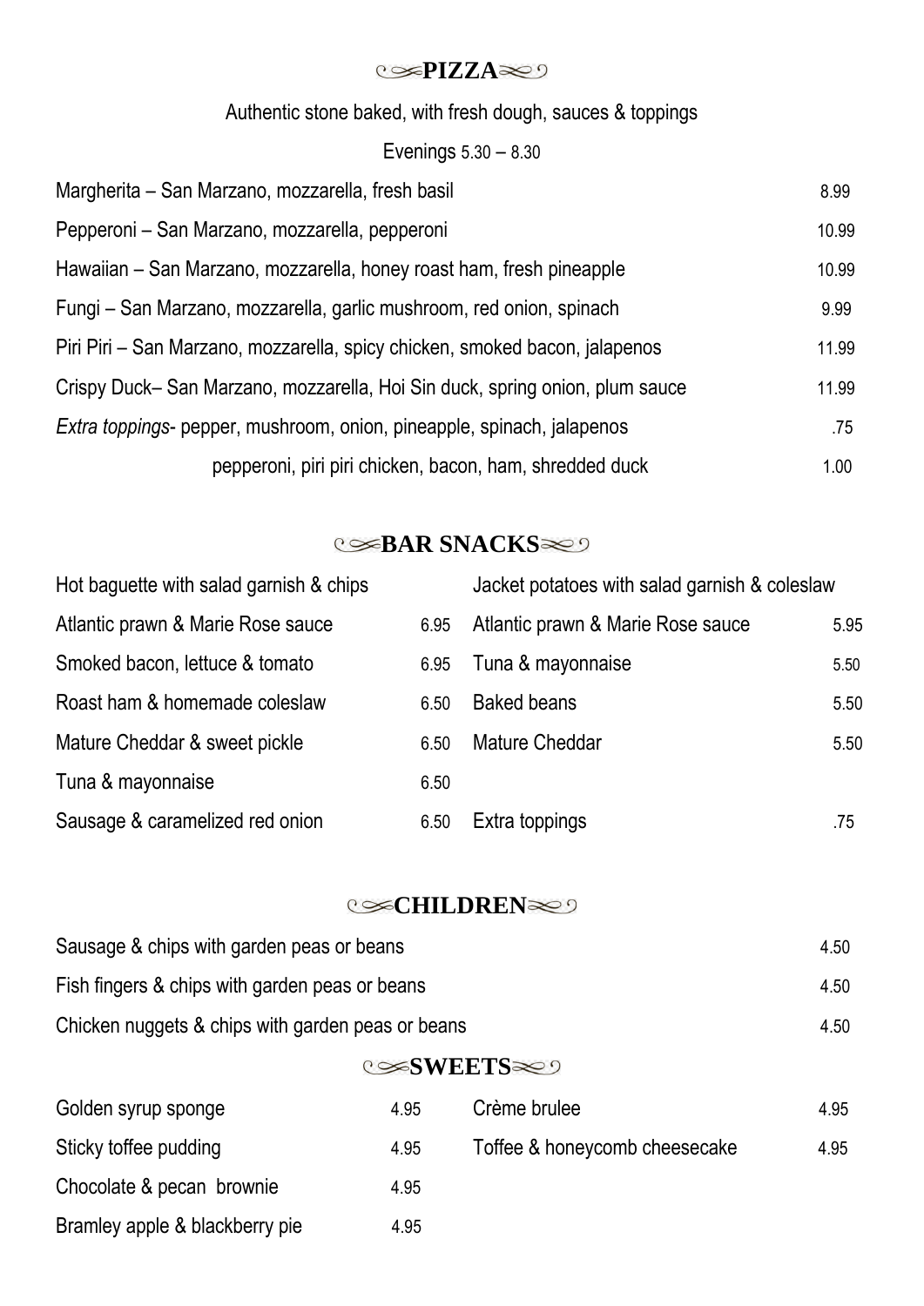## PIZZA

Authentic stone baked, with fresh dough, sauces & toppings

Evenings 5.30 – 8.30

| | |
|---|---|
| Margherita – San Marzano, mozzarella, fresh basil | 8.99 |
| Pepperoni – San Marzano, mozzarella, pepperoni | 10.99 |
| Hawaiian – San Marzano, mozzarella, honey roast ham, fresh pineapple | 10.99 |
| Fungi – San Marzano, mozzarella, garlic mushroom, red onion, spinach | 9.99 |
| Piri Piri – San Marzano, mozzarella, spicy chicken, smoked bacon, jalapenos | 11.99 |
| Crispy Duck– San Marzano, mozzarella, Hoi Sin duck, spring onion, plum sauce | 11.99 |
| *Extra toppings*- pepper, mushroom, onion, pineapple, spinach, jalapenos | .75 |
| pepperoni, piri piri chicken, bacon, ham, shredded duck | 1.00 |

## BAR SNACKS

| Hot baguette with salad garnish & chips | | Jacket potatoes with salad garnish & coleslaw | |
|---|---|---|---|
| Atlantic prawn & Marie Rose sauce | 6.95 | Atlantic prawn & Marie Rose sauce | 5.95 |
| Smoked bacon, lettuce & tomato | 6.95 | Tuna & mayonnaise | 5.50 |
| Roast ham & homemade coleslaw | 6.50 | Baked beans | 5.50 |
| Mature Cheddar & sweet pickle | 6.50 | Mature Cheddar | 5.50 |
| Tuna & mayonnaise | 6.50 | | |
| Sausage & caramelized red onion | 6.50 | Extra toppings | .75 |

## CHILDREN

| | |
|---|---|
| Sausage & chips with garden peas or beans | 4.50 |
| Fish fingers & chips with garden peas or beans | 4.50 |
| Chicken nuggets & chips with garden peas or beans | 4.50 |

## SWEETS

| | | | |
|---|---|---|---|
| Golden syrup sponge | 4.95 | Crème brulee | 4.95 |
| Sticky toffee pudding | 4.95 | Toffee & honeycomb cheesecake | 4.95 |
| Chocolate & pecan brownie | 4.95 | | |
| Bramley apple & blackberry pie | 4.95 | | |